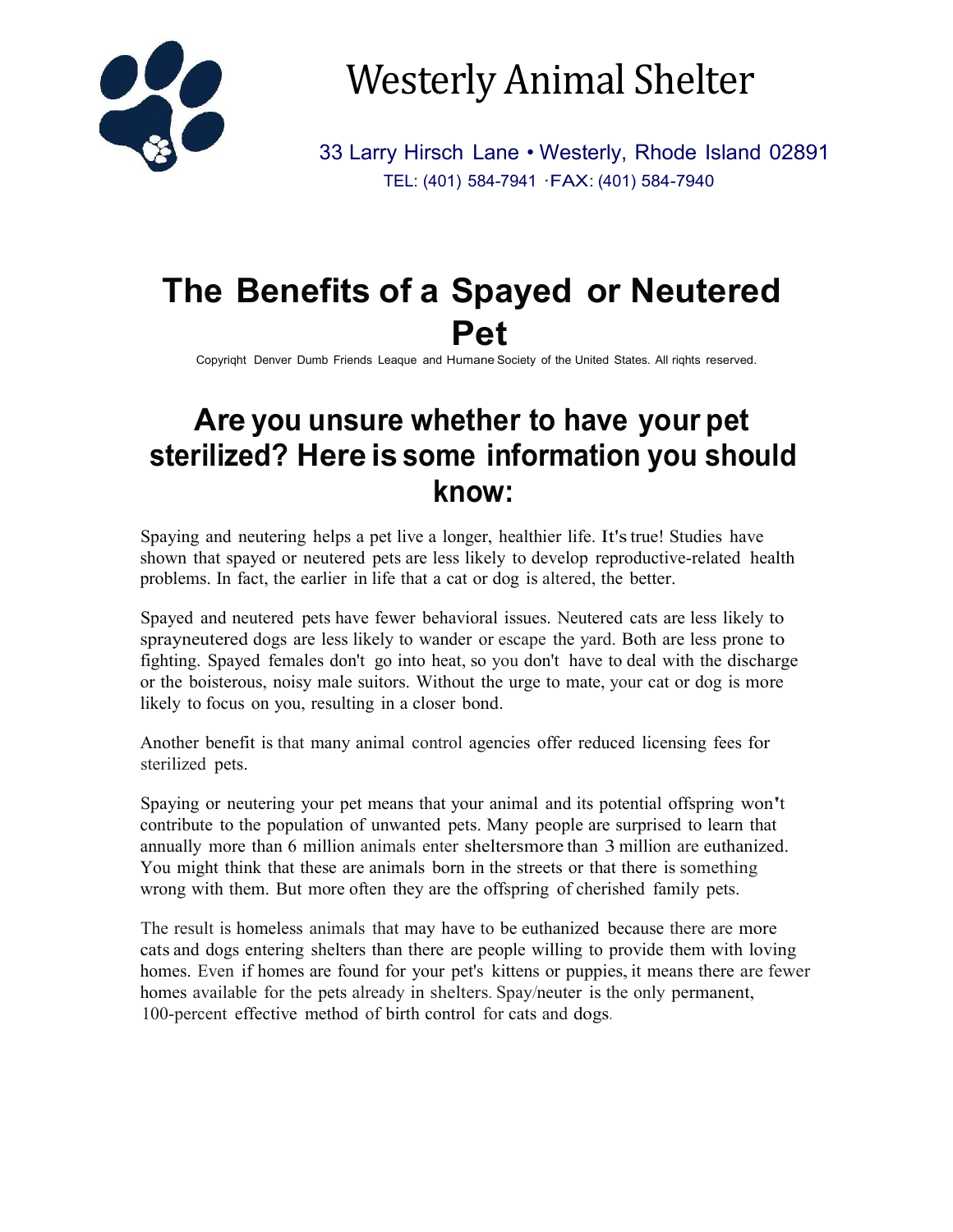# Westerly Animal Shelter

33 Larry Hirsch Lane • Westerly, Rhode Island 02891
TEL: (401) 584-7941 ·FAX: (401) 584-7940

# The Benefits of a Spayed or Neutered Pet

Copyriqht Denver Dumb Friends Leaque and Humane Society of the United States. All riqhts reserved.

## Are you unsure whether to have your pet sterilized? Here is some information you should know:

Spaying and neutering helps a pet live a longer, healthier life. It's true! Studies have shown that spayed or neutered pets are less likely to develop reproductive-related health problems. In fact, the earlier in life that a cat or dog is altered, the better.

Spayed and neutered pets have fewer behavioral issues. Neutered cats are less likely to sprayneutered dogs are less likely to wander or escape the yard. Both are less prone to fighting. Spayed females don't go into heat, so you don't have to deal with the discharge or the boisterous, noisy male suitors. Without the urge to mate, your cat or dog is more likely to focus on you, resulting in a closer bond.

Another benefit is that many animal control agencies offer reduced licensing fees for sterilized pets.

Spaying or neutering your pet means that your animal and its potential offspring won't contribute to the population of unwanted pets. Many people are surprised to learn that annually more than 6 million animals enter sheltersmore than 3 million are euthanized. You might think that these are animals born in the streets or that there is something wrong with them. But more often they are the offspring of cherished family pets.

The result is homeless animals that may have to be euthanized because there are more cats and dogs entering shelters than there are people willing to provide them with loving homes. Even if homes are found for your pet's kittens or puppies, it means there are fewer homes available for the pets already in shelters. Spay/neuter is the only permanent, 100-percent effective method of birth control for cats and dogs.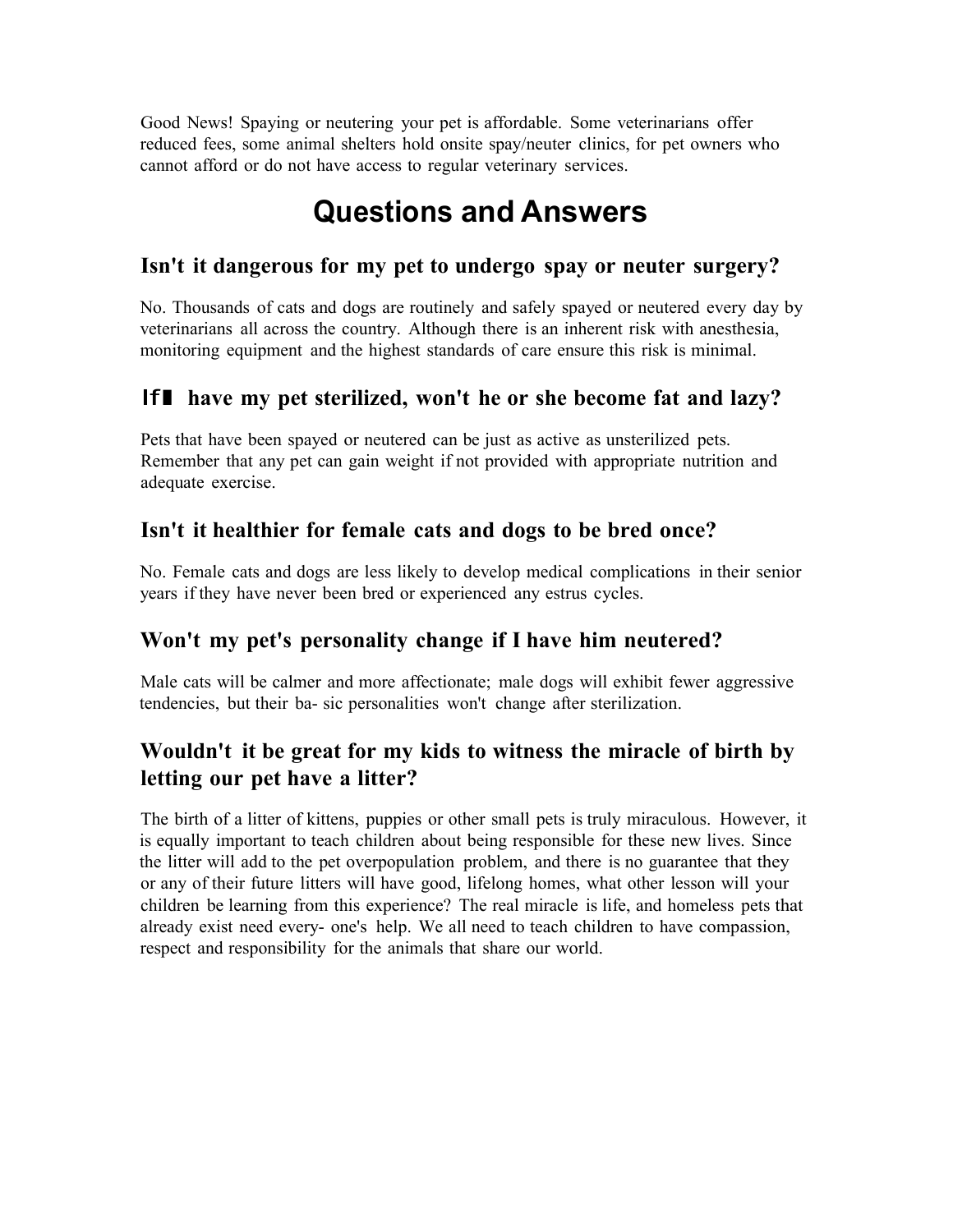Good News! Spaying or neutering your pet is affordable. Some veterinarians offer reduced fees, some animal shelters hold onsite spay/neuter clinics, for pet owners who cannot afford or do not have access to regular veterinary services.

# Questions and Answers

### Isn't it dangerous for my pet to undergo spay or neuter surgery?

No. Thousands of cats and dogs are routinely and safely spayed or neutered every day by veterinarians all across the country. Although there is an inherent risk with anesthesia, monitoring equipment and the highest standards of care ensure this risk is minimal.

### If I have my pet sterilized, won't he or she become fat and lazy?

Pets that have been spayed or neutered can be just as active as unsterilized pets. Remember that any pet can gain weight if not provided with appropriate nutrition and adequate exercise.

### Isn't it healthier for female cats and dogs to be bred once?

No. Female cats and dogs are less likely to develop medical complications in their senior years if they have never been bred or experienced any estrus cycles.

### Won't my pet's personality change if I have him neutered?

Male cats will be calmer and more affectionate; male dogs will exhibit fewer aggressive tendencies, but their ba- sic personalities won't change after sterilization.

### Wouldn't it be great for my kids to witness the miracle of birth by letting our pet have a litter?

The birth of a litter of kittens, puppies or other small pets is truly miraculous. However, it is equally important to teach children about being responsible for these new lives. Since the litter will add to the pet overpopulation problem, and there is no guarantee that they or any of their future litters will have good, lifelong homes, what other lesson will your children be learning from this experience? The real miracle is life, and homeless pets that already exist need every- one's help. We all need to teach children to have compassion, respect and responsibility for the animals that share our world.